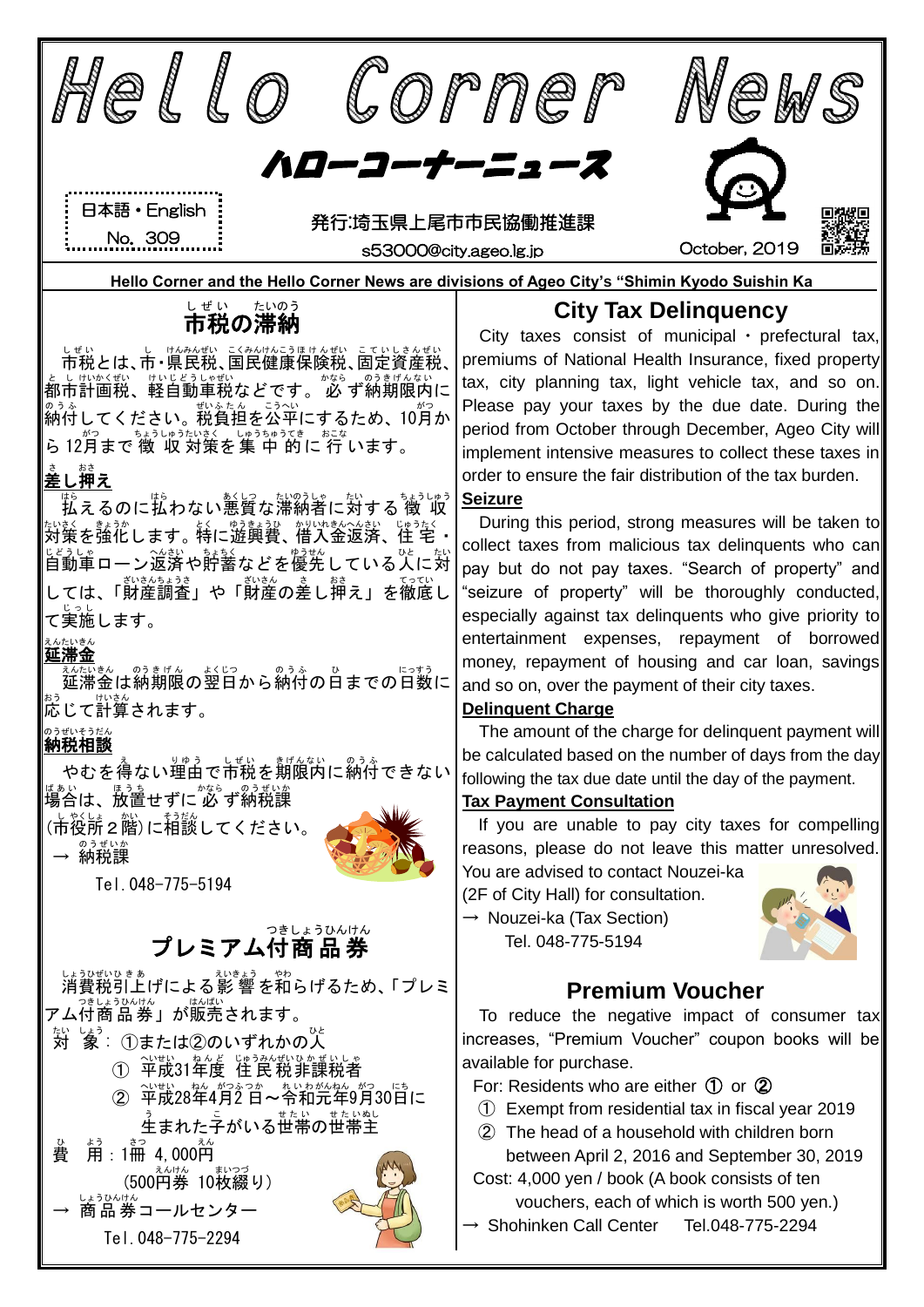# Hello Corner News

## ハローコーナーニュース

日本語・English
No. 309

発行:埼玉県上尾市市民協働推進課
s53000@city.ageo.lg.jp

October, 2019

**Hello Corner and the Hello Corner News are divisions of Ageo City's "Shimin Kyodo Suishin Ka**

## 市税の滞納

市税とは、市・県民税、国民健康保険税、固定資産税、都市計画税、軽自動車税などです。必ず納期限内に納付してください。税負担を公平にするため、10月から12月まで徴収対策を集中的に行います。

**差し押え**

払えるのに払わない悪質な滞納者に対する徴収対策を強化します。特に遊興費、借入金返済、住宅・自動車ローン返済や貯蓄などを優先している人に対しては、「財産調査」や「財産の差し押え」を徹底して実施します。

**延滞金**

延滞金は納期限の翌日から納付の日までの日数に応じて計算されます。

**納税相談**

やむを得ない理由で市税を期限内に納付できない場合は、放置せずに必ず納税課(市役所2階)に相談してください。

→ 納税課
Tel. 048-775-5194

## City Tax Delinquency

City taxes consist of municipal・prefectural tax, premiums of National Health Insurance, fixed property tax, city planning tax, light vehicle tax, and so on. Please pay your taxes by the due date. During the period from October through December, Ageo City will implement intensive measures to collect these taxes in order to ensure the fair distribution of the tax burden.

**Seizure**

During this period, strong measures will be taken to collect taxes from malicious tax delinquents who can pay but do not pay taxes. "Search of property" and "seizure of property" will be thoroughly conducted, especially against tax delinquents who give priority to entertainment expenses, repayment of borrowed money, repayment of housing and car loan, savings and so on, over the payment of their city taxes.

**Delinquent Charge**

The amount of the charge for delinquent payment will be calculated based on the number of days from the day following the tax due date until the day of the payment.

**Tax Payment Consultation**

If you are unable to pay city taxes for compelling reasons, please do not leave this matter unresolved. You are advised to contact Nouzei-ka (2F of City Hall) for consultation.

→ Nouzei-ka (Tax Section)
Tel. 048-775-5194

## プレミアム付商品券

消費税引上げによる影響を和らげるため、「プレミアム付商品券」が販売されます。

対象：①または②のいずれかの人
① 平成31年度 住民税非課税者
② 平成28年4月2日～令和元年9月30日に生まれた子がいる世帯の世帯主

費用：1冊 4,000円
(500円券 10枚綴り)

→ 商品券コールセンター
Tel. 048-775-2294

## Premium Voucher

To reduce the negative impact of consumer tax increases, "Premium Voucher" coupon books will be available for purchase.

For: Residents who are either ① or ②
① Exempt from residential tax in fiscal year 2019
② The head of a household with children born between April 2, 2016 and September 30, 2019

Cost: 4,000 yen / book (A book consists of ten vouchers, each of which is worth 500 yen.)

→ Shohinken Call Center　Tel.048-775-2294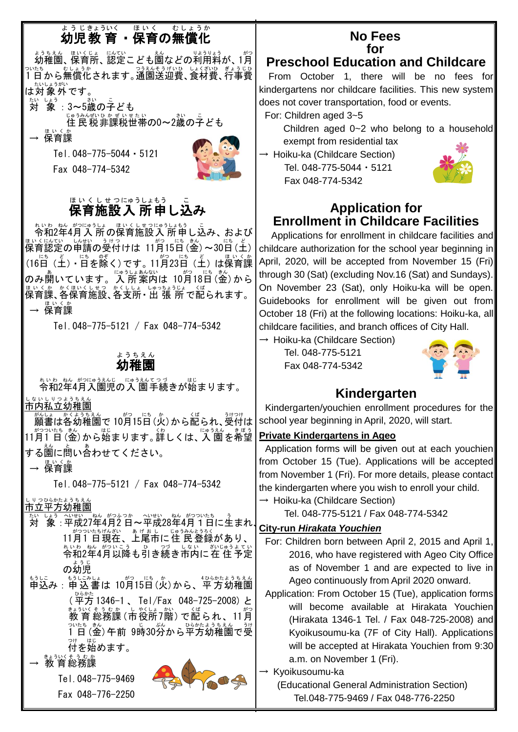# 幼児教育・保育の無償化

幼稚園、保育所、認定こども園などの利用料が、1月1日から無償化されます。通園送迎費、食材費、行事費は対象外です。

対　象：3~5歳の子ども

住民税非課税世帯の0~2歳の子ども

→ 保育課

Tel.048-775-5044・5121

Fax 048-774-5342

# 保育施設入所申し込み

令和2年4月入所の保育施設入所申し込み、および保育認定の申請の受付けは11月15日(金)~30日(土)(16日(土)・日を除く)です。11月23日(土)は保育課のみ開いています。入所案内は10月18日(金)から保育課、各保育施設、各支所・出張所で配られます。

→ 保育課

Tel.048-775-5121 / Fax 048-774-5342

# 幼稚園

令和2年4月入園児の入園手続きが始まります。

**市内私立幼稚園**

願書は各幼稚園で10月15日(火)から配られ、受付は11月1日(金)から始まります。詳しくは、入園を希望する園に問い合わせてください。

→ 保育課

Tel.048-775-5121 / Fax 048-774-5342

**市立平方幼稚園**

対　象：平成27年4月2日~平成28年4月1日に生まれ、11月1日現在、上尾市に住民登録があり、令和2年4月以降も引き続き市内に在住予定の幼児

申込み：申込書は10月15日(火)から、平方幼稚園(平方1346-1、Tel/Fax 048-725-2008)と教育総務課(市役所7階)で配られ、11月1日(金)午前9時30分から平方幼稚園で受付を始めます。

→ 教育総務課

Tel.048-775-9469

Fax 048-776-2250

# No Fees for Preschool Education and Childcare

From October 1, there will be no fees for kindergartens nor childcare facilities. This new system does not cover transportation, food or events.

For: Children aged 3~5

Children aged 0~2 who belong to a household exempt from residential tax

→ Hoiku-ka (Childcare Section)

Tel. 048-775-5044・5121

Fax 048-774-5342

# Application for Enrollment in Childcare Facilities

Applications for enrollment in childcare facilities and childcare authorization for the school year beginning in April, 2020, will be accepted from November 15 (Fri) through 30 (Sat) (excluding Nov.16 (Sat) and Sundays). On November 23 (Sat), only Hoiku-ka will be open. Guidebooks for enrollment will be given out from October 18 (Fri) at the following locations: Hoiku-ka, all childcare facilities, and branch offices of City Hall.

→ Hoiku-ka (Childcare Section)

Tel. 048-775-5121

Fax 048-774-5342

# Kindergarten

Kindergarten/youchien enrollment procedures for the school year beginning in April, 2020, will start.

**Private Kindergartens in Ageo**

Application forms will be given out at each youchien from October 15 (Tue). Applications will be accepted from November 1 (Fri). For more details, please contact the kindergarten where you wish to enroll your child.

→ Hoiku-ka (Childcare Section)

Tel. 048-775-5121 / Fax 048-774-5342

**City-run *Hirakata Youchien***

For: Children born between April 2, 2015 and April 1, 2016, who have registered with Ageo City Office as of November 1 and are expected to live in Ageo continuously from April 2020 onward.

Application: From October 15 (Tue), application forms will become available at Hirakata Youchien (Hirakata 1346-1 Tel. / Fax 048-725-2008) and Kyoikusoumu-ka (7F of City Hall). Applications will be accepted at Hirakata Youchien from 9:30 a.m. on November 1 (Fri).

→ Kyoikusoumu-ka

(Educational General Administration Section)

Tel.048-775-9469 / Fax 048-776-2250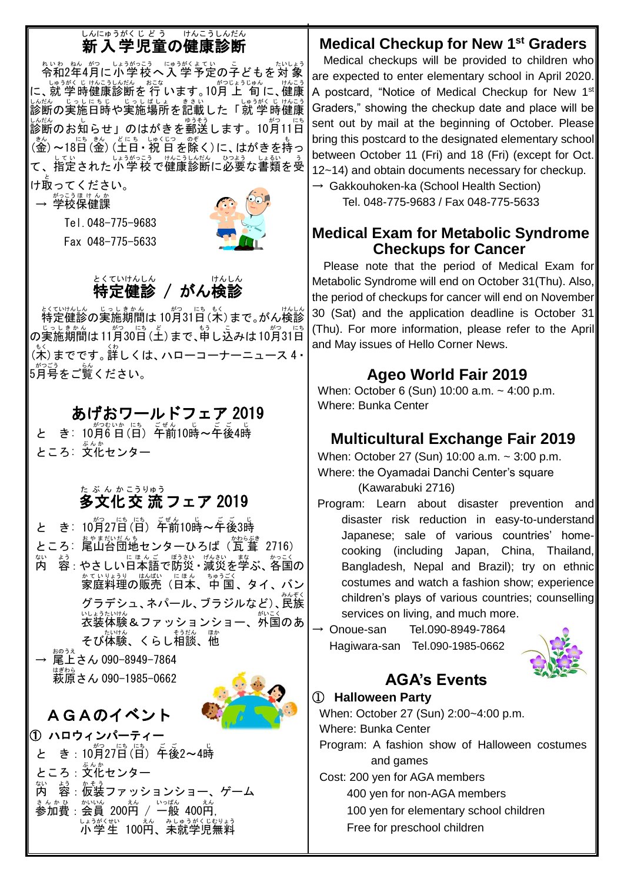## 新入学児童の健康診断

令和2年4月に小学校へ入学予定の子どもを対象に、就学時健康診断を行います。10月上旬に、健康診断の実施日時や実施場所を記載した「就学時健康診断のお知らせ」のはがきを郵送します。10月11日(金)～18日(金)(土日・祝日を除く)に、はがきを持って、指定された小学校で健康診断に必要な書類を受け取ってください。

→ 学校保健課
Tel. 048-775-9683
Fax 048-775-5633

## 特定健診 / がん検診

特定健診の実施期間は10月31日(木)まで。がん検診の実施期間は11月30日(土)まで、申し込みは10月31日(木)までです。詳しくは、ハローコーナーニュース4・5月号をご覧ください。

## あげおワールドフェア 2019

と　き：10月6日(日) 午前10時～午後4時
ところ：文化センター

## 多文化交流フェア 2019

と　き：10月27日(日) 午前10時～午後3時
ところ：尾山台団地センターひろば（瓦葺 2716）
内　容：やさしい日本語で防災・減災を学ぶ、各国の家庭料理の販売（日本、中国、タイ、バングラデシュ、ネパール、ブラジルなど）、民族衣装体験＆ファッションショー、外国のあそび体験、くらし相談、他

→ 尾上さん 090-8949-7864
萩原さん 090-1985-0662

## ＡＧＡのイベント

**① ハロウィンパーティー**

と　き：10月27日(日) 午後2～4時
ところ：文化センター
内　容：仮装ファッションショー、ゲーム
参加費：会員 200円 / 一般 400円,
小学生 100円、未就学児無料

## Medical Checkup for New 1st Graders

Medical checkups will be provided to children who are expected to enter elementary school in April 2020. A postcard, "Notice of Medical Checkup for New 1st Graders," showing the checkup date and place will be sent out by mail at the beginning of October. Please bring this postcard to the designated elementary school between October 11 (Fri) and 18 (Fri) (except for Oct. 12~14) and obtain documents necessary for checkup.

→ Gakkouhoken-ka (School Health Section)
Tel. 048-775-9683 / Fax 048-775-5633

## Medical Exam for Metabolic Syndrome Checkups for Cancer

Please note that the period of Medical Exam for Metabolic Syndrome will end on October 31(Thu). Also, the period of checkups for cancer will end on November 30 (Sat) and the application deadline is October 31 (Thu). For more information, please refer to the April and May issues of Hello Corner News.

## Ageo World Fair 2019

When: October 6 (Sun) 10:00 a.m. ~ 4:00 p.m.
Where: Bunka Center

## Multicultural Exchange Fair 2019

When: October 27 (Sun) 10:00 a.m. ~ 3:00 p.m.
Where: the Oyamadai Danchi Center's square (Kawarabuki 2716)
Program: Learn about disaster prevention and disaster risk reduction in easy-to-understand Japanese; sale of various countries' home-cooking (including Japan, China, Thailand, Bangladesh, Nepal and Brazil); try on ethnic costumes and watch a fashion show; experience children's plays of various countries; counselling services on living, and much more.

→ Onoue-san Tel.090-8949-7864
Hagiwara-san Tel.090-1985-0662

## AGA's Events

**① Halloween Party**

When: October 27 (Sun) 2:00~4:00 p.m.
Where: Bunka Center
Program: A fashion show of Halloween costumes and games
Cost: 200 yen for AGA members
400 yen for non-AGA members
100 yen for elementary school children
Free for preschool children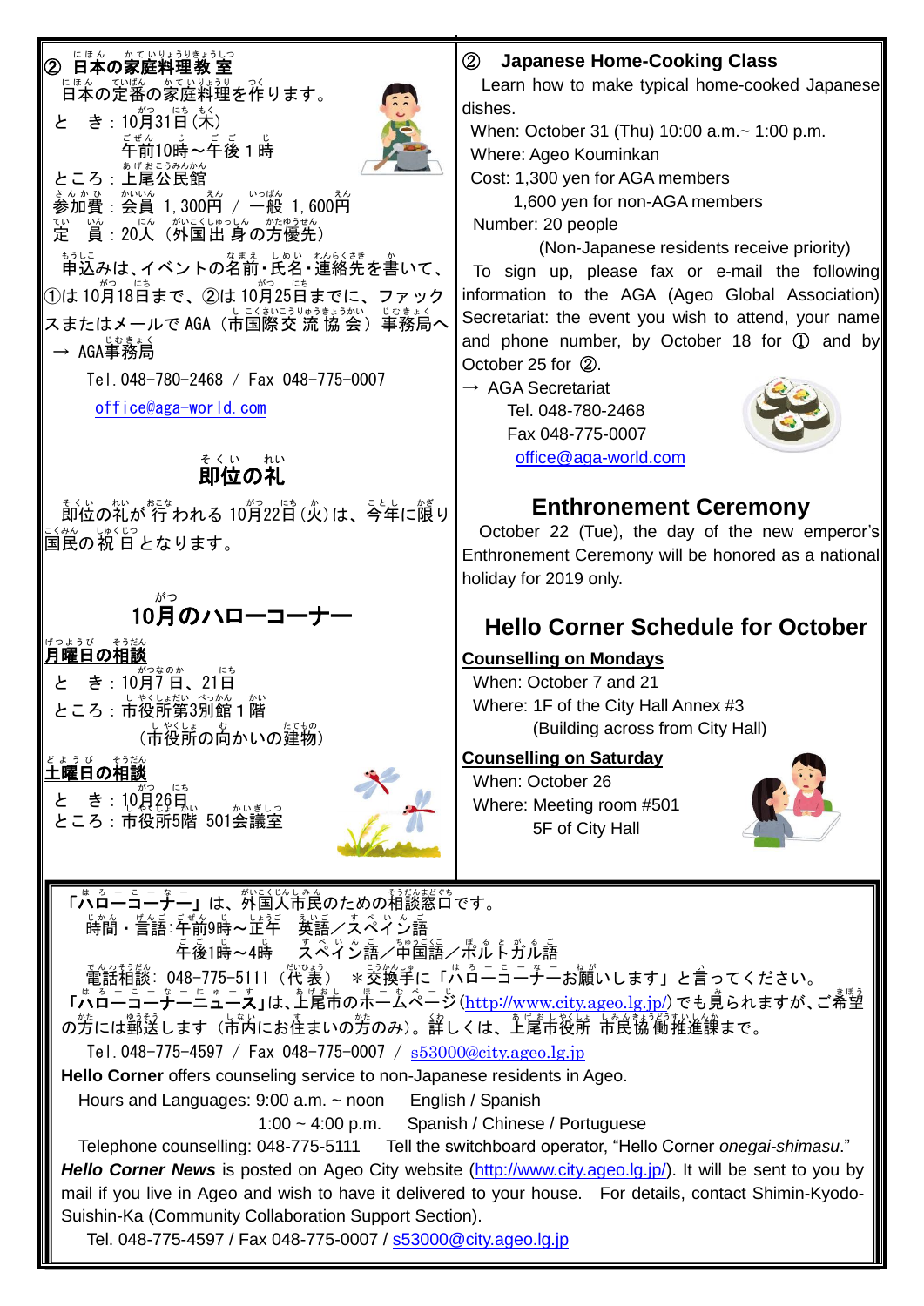## ② 日本の家庭料理教室

日本の定番の家庭料理を作ります。

と　き：10月31日（木）
　　　　午前10時～午後１時
ところ：上尾公民館
参加費：会員 1,300円 / 一般 1,600円
定　員：20人（外国出身の方優先）

申込みは、イベントの名前・氏名・連絡先を書いて、①は10月18日まで、②は10月25日までに、ファックスまたはメールでAGA（市国際交流協会）事務局へ
→ AGA事務局
Tel.048-780-2468 / Fax 048-775-0007
office@aga-world.com

## 即位の礼

即位の礼が行われる10月22日（火）は、今年に限り国民の祝日となります。

## 10月のハローコーナー

**月曜日の相談**
と　き：10月7日、21日
ところ：市役所第3別館１階
　　　　（市役所の向かいの建物）

**土曜日の相談**
と　き：10月26日
ところ：市役所5階 501会議室

## ② Japanese Home-Cooking Class

Learn how to make typical home-cooked Japanese dishes.

When: October 31 (Thu) 10:00 a.m.~ 1:00 p.m.
Where: Ageo Kouminkan
Cost: 1,300 yen for AGA members
1,600 yen for non-AGA members
Number: 20 people
(Non-Japanese residents receive priority)

To sign up, please fax or e-mail the following information to the AGA (Ageo Global Association) Secretariat: the event you wish to attend, your name and phone number, by October 18 for ① and by October 25 for ②.
→ AGA Secretariat
Tel. 048-780-2468
Fax 048-775-0007
office@aga-world.com

## Enthronement Ceremony

October 22 (Tue), the day of the new emperor's Enthronement Ceremony will be honored as a national holiday for 2019 only.

## Hello Corner Schedule for October

**Counselling on Mondays**
When: October 7 and 21
Where: 1F of the City Hall Annex #3
(Building across from City Hall)

**Counselling on Saturday**
When: October 26
Where: Meeting room #501
5F of City Hall

---

「ハローコーナー」は、外国人市民のための相談窓口です。
時間・言語：午前9時～正午　英語／スペイン語
　　　　　　午後1時～4時　スペイン語／中国語／ポルトガル語
電話相談：048-775-5111（代表）　＊交換手に「ハローコーナーお願いします」と言ってください。
「ハローコーナーニュース」は、上尾市のホームページ(http://www.city.ageo.lg.jp/)でも見られますが、ご希望の方には郵送します（市内にお住まいの方のみ）。詳しくは、上尾市役所 市民協働推進課まで。
Tel.048-775-4597 / Fax 048-775-0007 / s53000@city.ageo.lg.jp

**Hello Corner** offers counseling service to non-Japanese residents in Ageo.
Hours and Languages: 9:00 a.m. ~ noon　English / Spanish
1:00 ~ 4:00 p.m.　Spanish / Chinese / Portuguese
Telephone counselling: 048-775-5111　Tell the switchboard operator, "Hello Corner *onegai-shimasu*."
***Hello Corner News*** is posted on Ageo City website (http://www.city.ageo.lg.jp/). It will be sent to you by mail if you live in Ageo and wish to have it delivered to your house. For details, contact Shimin-Kyodo-Suishin-Ka (Community Collaboration Support Section).
Tel. 048-775-4597 / Fax 048-775-0007 / s53000@city.ageo.lg.jp